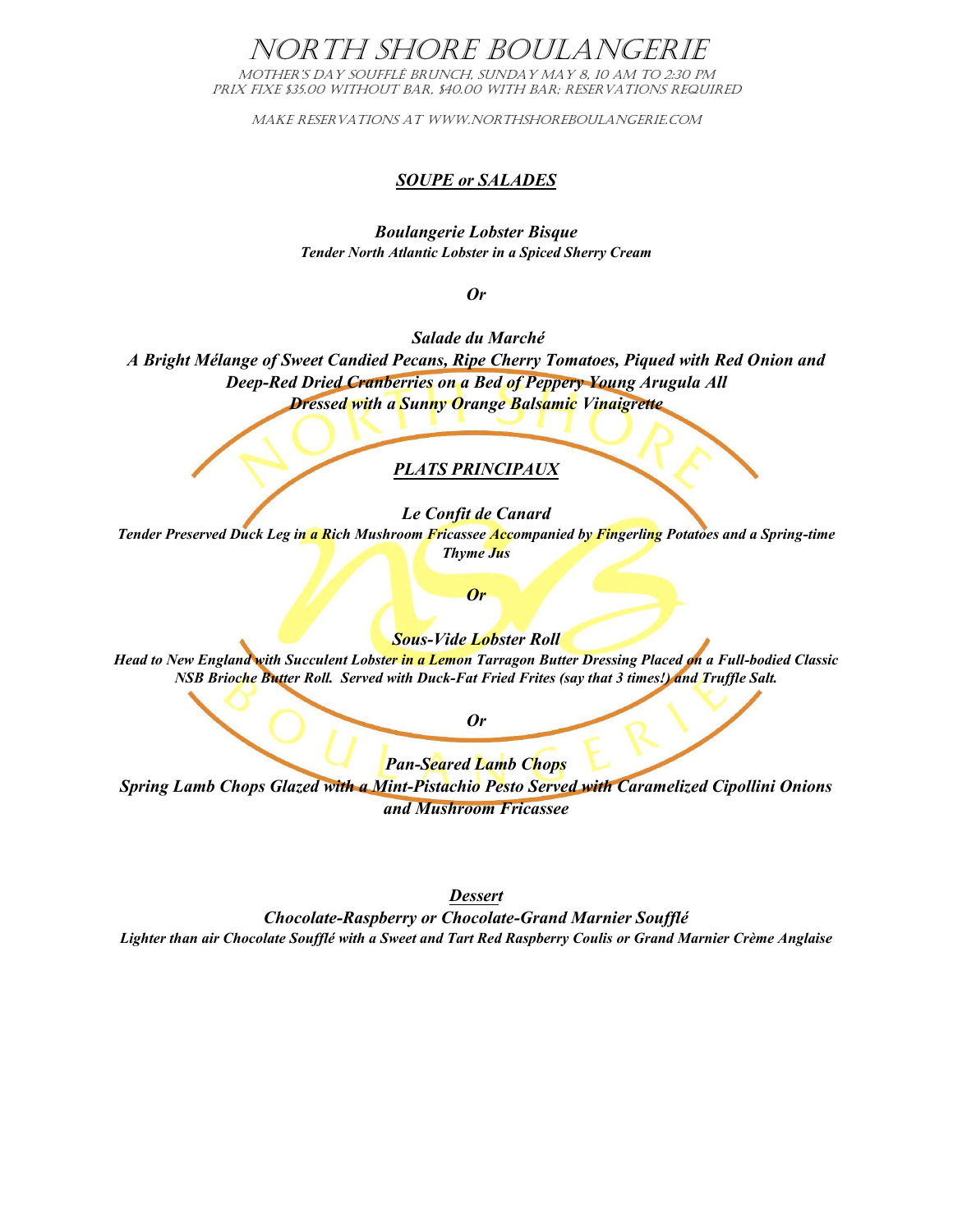# North Shore Boulangerie

Mother's Day Soufflé Brunch, Sunday May 8, 10 AM to 2:30 PM
Prix Fixe $35.00 without bar, $40.00 with bar; Reservations Required

Make Reservations at www.northshoreboulangerie.com

## *SOUPE or SALADES*

***Boulangerie Lobster Bisque***
***Tender North Atlantic Lobster in a Spiced Sherry Cream***

***Or***

***Salade du Marché***
***A Bright Mélange of Sweet Candied Pecans, Ripe Cherry Tomatoes, Piqued with Red Onion and Deep-Red Dried Cranberries on a Bed of Peppery Young Arugula All Dressed with a Sunny Orange Balsamic Vinaigrette***

## *PLATS PRINCIPAUX*

***Le Confit de Canard***
***Tender Preserved Duck Leg in a Rich Mushroom Fricassee Accompanied by Fingerling Potatoes and a Spring-time Thyme Jus***

***Or***

***Sous-Vide Lobster Roll***
***Head to New England with Succulent Lobster in a Lemon Tarragon Butter Dressing Placed on a Full-bodied Classic NSB Brioche Butter Roll. Served with Duck-Fat Fried Frites (say that 3 times!) and Truffle Salt.***

***Or***

***Pan-Seared Lamb Chops***
***Spring Lamb Chops Glazed with a Mint-Pistachio Pesto Served with Caramelized Cipollini Onions and Mushroom Fricassee***

## *Dessert*

***Chocolate-Raspberry or Chocolate-Grand Marnier Soufflé***
***Lighter than air Chocolate Soufflé with a Sweet and Tart Red Raspberry Coulis or Grand Marnier Crème Anglaise***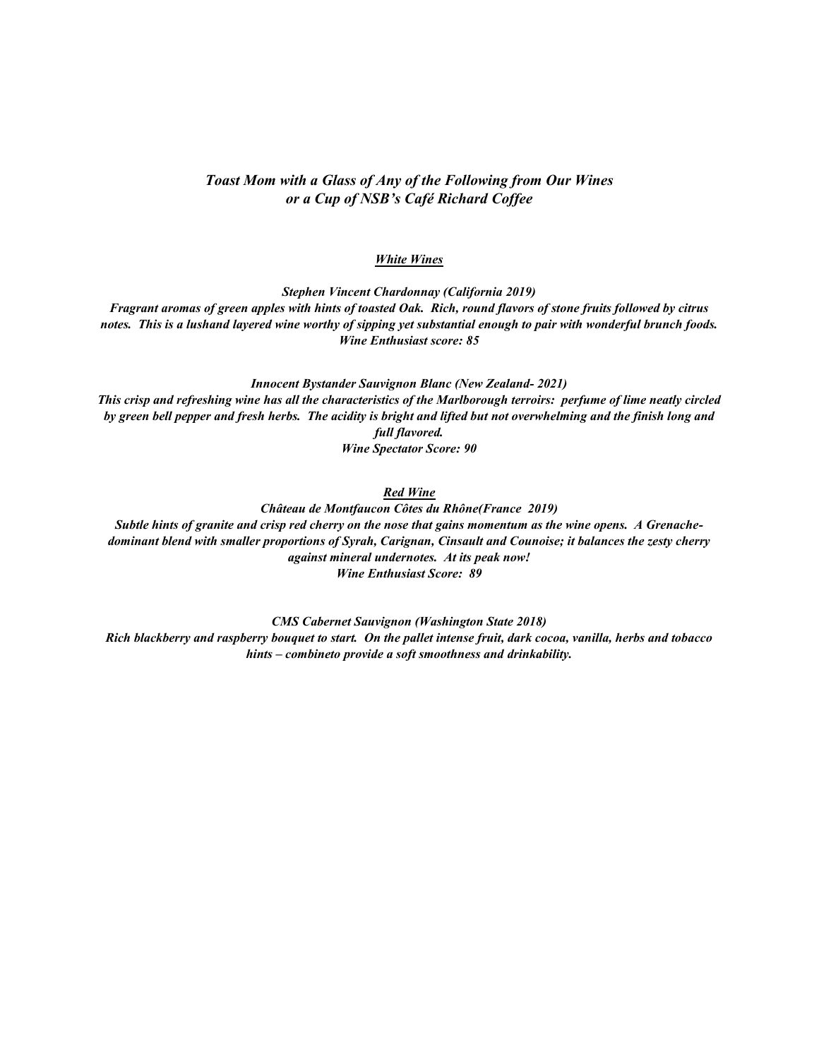## *Toast Mom with a Glass of Any of the Following from Our Wines or a Cup of NSB's Café Richard Coffee*

### ***White Wines***

***Stephen Vincent Chardonnay (California 2019)***

***Fragrant aromas of green apples with hints of toasted Oak. Rich, round flavors of stone fruits followed by citrus notes. This is a lushand layered wine worthy of sipping yet substantial enough to pair with wonderful brunch foods.***
***Wine Enthusiast score: 85***

***Innocent Bystander Sauvignon Blanc (New Zealand- 2021)***

***This crisp and refreshing wine has all the characteristics of the Marlborough terroirs: perfume of lime neatly circled by green bell pepper and fresh herbs. The acidity is bright and lifted but not overwhelming and the finish long and full flavored.***
***Wine Spectator Score: 90***

### ***Red Wine***

***Château de Montfaucon Côtes du Rhône(France 2019)***

***Subtle hints of granite and crisp red cherry on the nose that gains momentum as the wine opens. A Grenache-dominant blend with smaller proportions of Syrah, Carignan, Cinsault and Counoise; it balances the zesty cherry against mineral undernotes. At its peak now!***
***Wine Enthusiast Score: 89***

***CMS Cabernet Sauvignon (Washington State 2018)***

***Rich blackberry and raspberry bouquet to start. On the pallet intense fruit, dark cocoa, vanilla, herbs and tobacco hints – combineto provide a soft smoothness and drinkability.***